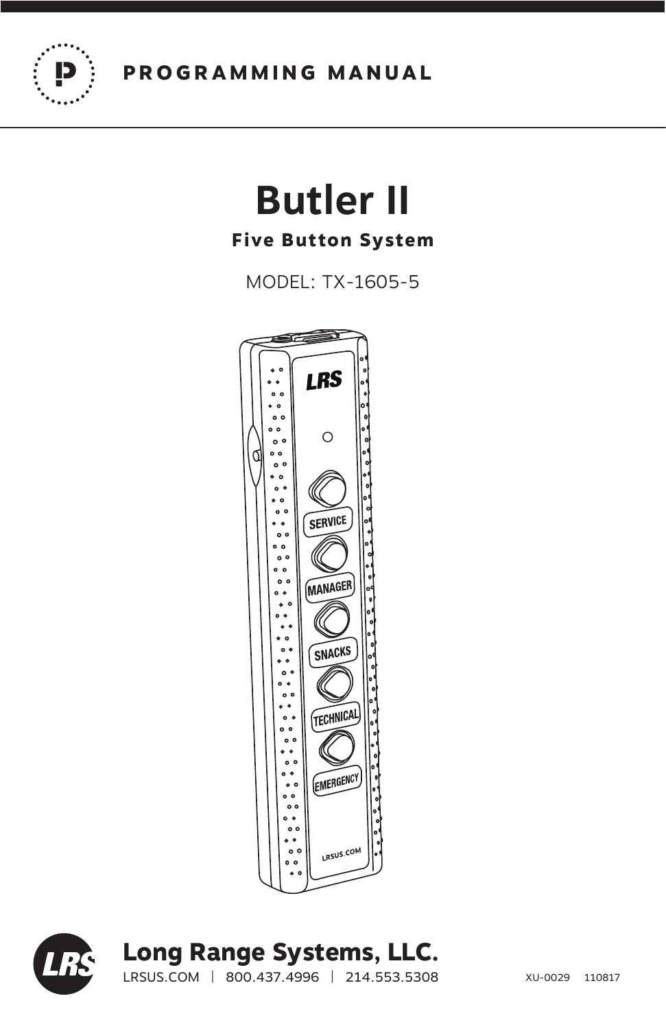PROGRAMMING MANUAL

# Butler II

## Five Button System

MODEL: TX-1605-5

**Long Range Systems, LLC.**

LRSUS.COM | 800.437.4996 | 214.553.5308

XU-0029 110817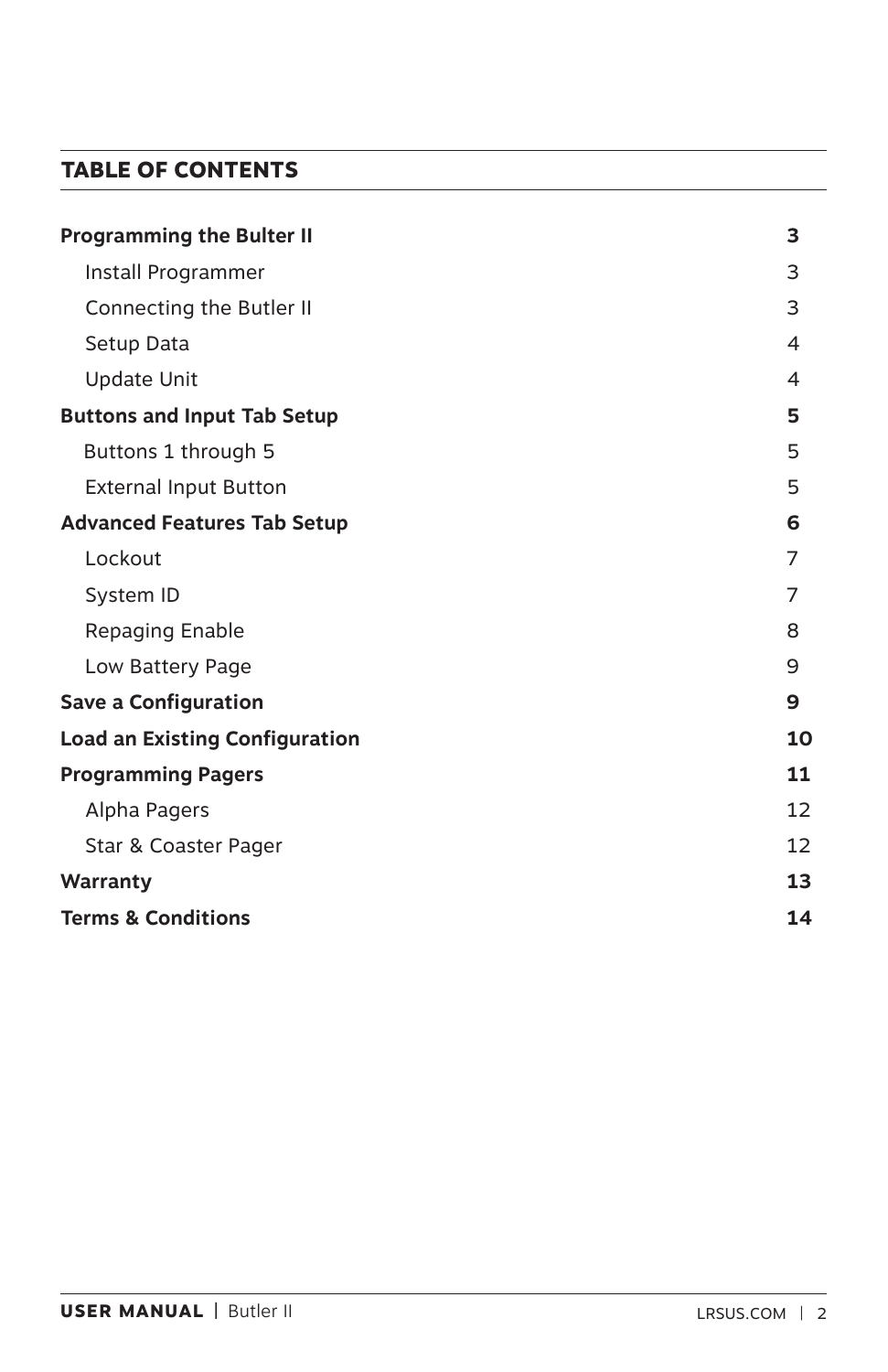## TABLE OF CONTENTS

| | |
|---|---|
| **Programming the Bulter II** | **3** |
| Install Programmer | 3 |
| Connecting the Butler II | 3 |
| Setup Data | 4 |
| Update Unit | 4 |
| **Buttons and Input Tab Setup** | **5** |
| Buttons 1 through 5 | 5 |
| External Input Button | 5 |
| **Advanced Features Tab Setup** | **6** |
| Lockout | 7 |
| System ID | 7 |
| Repaging Enable | 8 |
| Low Battery Page | 9 |
| **Save a Configuration** | **9** |
| **Load an Existing Configuration** | **10** |
| **Programming Pagers** | **11** |
| Alpha Pagers | 12 |
| Star & Coaster Pager | 12 |
| **Warranty** | **13** |
| **Terms & Conditions** | **14** |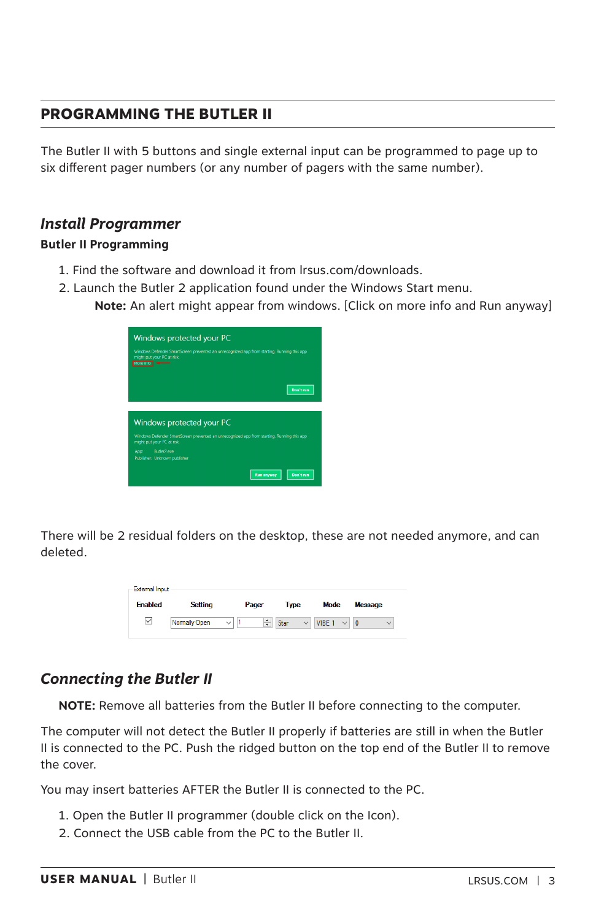## PROGRAMMING THE BUTLER II

The Butler II with 5 buttons and single external input can be programmed to page up to six different pager numbers (or any number of pagers with the same number).

### *Install Programmer*

**Butler II Programming**

1. Find the software and download it from lrsus.com/downloads.
2. Launch the Butler 2 application found under the Windows Start menu.

    **Note:** An alert might appear from windows. [Click on more info and Run anyway]

Windows protected your PC

Windows Defender SmartScreen prevented an unrecognized app from starting. Running this app might put your PC at risk.

More info

Don't run

Windows protected your PC

Windows Defender SmartScreen prevented an unrecognized app from starting. Running this app might put your PC at risk.

App: Butler2.exe

Publisher: Unknown publisher

Run anyway | Don't run

There will be 2 residual folders on the desktop, these are not needed anymore, and can deleted.

External Input

| Enabled | Setting | Pager | Type | Mode | Message |
|---|---|---|---|---|---|
| ☑ | Normally Open | 1 | Star | VIBE 1 | 0 |

### *Connecting the Butler II*

**NOTE:** Remove all batteries from the Butler II before connecting to the computer.

The computer will not detect the Butler II properly if batteries are still in when the Butler II is connected to the PC. Push the ridged button on the top end of the Butler II to remove the cover.

You may insert batteries AFTER the Butler II is connected to the PC.

1. Open the Butler II programmer (double click on the Icon).
2. Connect the USB cable from the PC to the Butler II.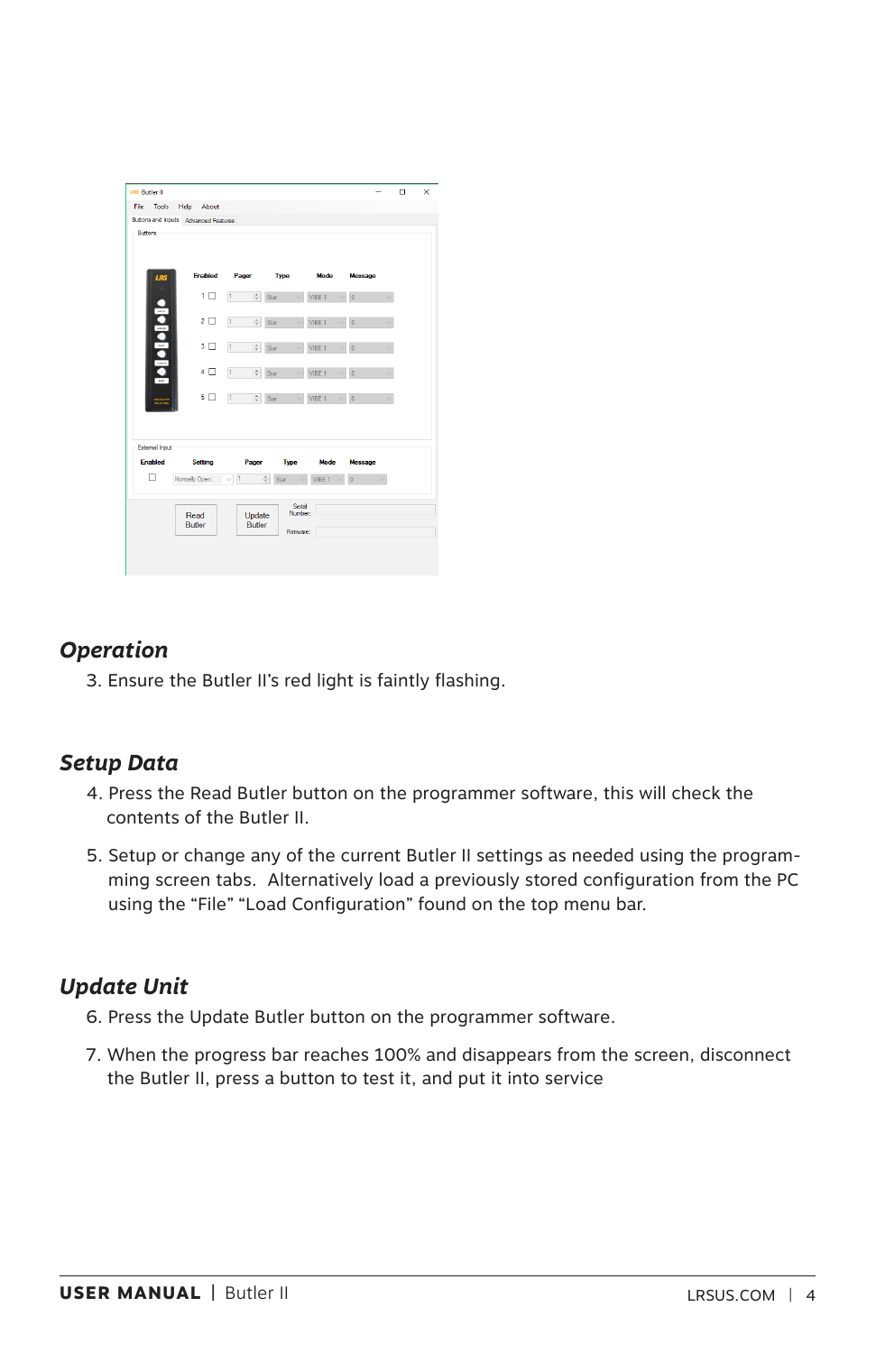## Operation

3. Ensure the Butler II's red light is faintly flashing.

## Setup Data

4. Press the Read Butler button on the programmer software, this will check the contents of the Butler II.

5. Setup or change any of the current Butler II settings as needed using the programming screen tabs. Alternatively load a previously stored configuration from the PC using the "File" "Load Configuration" found on the top menu bar.

## Update Unit

6. Press the Update Butler button on the programmer software.

7. When the progress bar reaches 100% and disappears from the screen, disconnect the Butler II, press a button to test it, and put it into service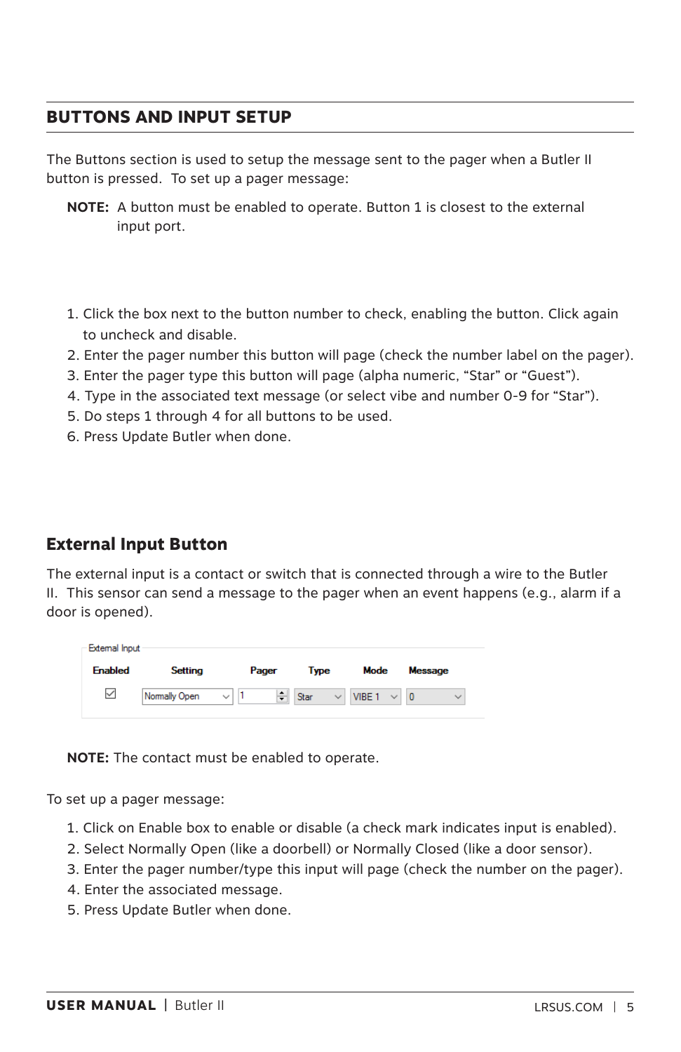## BUTTONS AND INPUT SETUP

The Buttons section is used to setup the message sent to the pager when a Butler II button is pressed. To set up a pager message:

**NOTE:** A button must be enabled to operate. Button 1 is closest to the external input port.

1. Click the box next to the button number to check, enabling the button. Click again to uncheck and disable.
2. Enter the pager number this button will page (check the number label on the pager).
3. Enter the pager type this button will page (alpha numeric, "Star" or "Guest").
4. Type in the associated text message (or select vibe and number 0-9 for "Star").
5. Do steps 1 through 4 for all buttons to be used.
6. Press Update Butler when done.

### External Input Button

The external input is a contact or switch that is connected through a wire to the Butler II. This sensor can send a message to the pager when an event happens (e.g., alarm if a door is opened).

External Input

| Enabled | Setting | Pager | Type | Mode | Message |
|---|---|---|---|---|---|
| ☑ | Normally Open | 1 | Star | VIBE 1 | 0 |

**NOTE:** The contact must be enabled to operate.

To set up a pager message:

1. Click on Enable box to enable or disable (a check mark indicates input is enabled).
2. Select Normally Open (like a doorbell) or Normally Closed (like a door sensor).
3. Enter the pager number/type this input will page (check the number on the pager).
4. Enter the associated message.
5. Press Update Butler when done.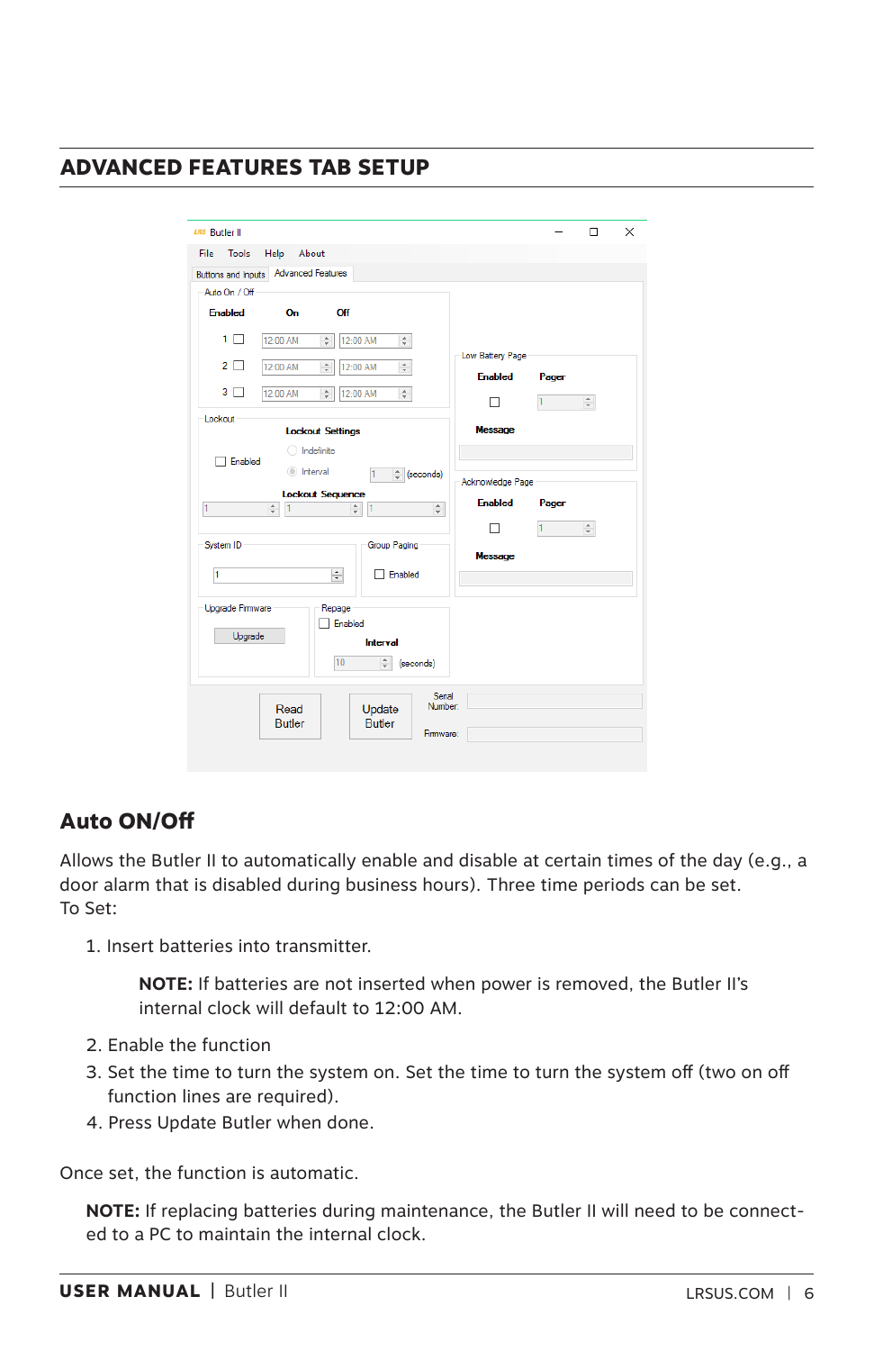## ADVANCED FEATURES TAB SETUP

### Auto ON/Off

Allows the Butler II to automatically enable and disable at certain times of the day (e.g., a door alarm that is disabled during business hours). Three time periods can be set.
To Set:

1. Insert batteries into transmitter.

    **NOTE:** If batteries are not inserted when power is removed, the Butler II's internal clock will default to 12:00 AM.

2. Enable the function
3. Set the time to turn the system on. Set the time to turn the system off (two on off function lines are required).
4. Press Update Butler when done.

Once set, the function is automatic.

**NOTE:** If replacing batteries during maintenance, the Butler II will need to be connected to a PC to maintain the internal clock.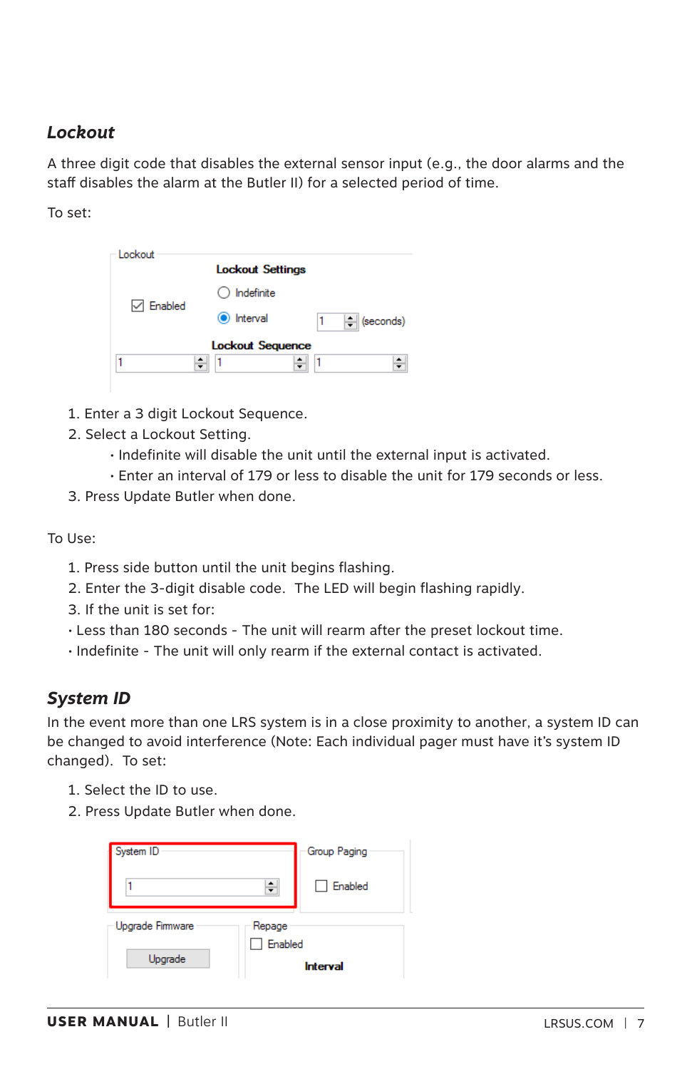## *Lockout*

A three digit code that disables the external sensor input (e.g., the door alarms and the staff disables the alarm at the Butler II) for a selected period of time.

To set:

1. Enter a 3 digit Lockout Sequence.
2. Select a Lockout Setting.
    - Indefinite will disable the unit until the external input is activated.
    - Enter an interval of 179 or less to disable the unit for 179 seconds or less.
3. Press Update Butler when done.

To Use:

1. Press side button until the unit begins flashing.
2. Enter the 3-digit disable code.  The LED will begin flashing rapidly.
3. If the unit is set for:

- Less than 180 seconds - The unit will rearm after the preset lockout time.
- Indefinite - The unit will only rearm if the external contact is activated.

## *System ID*

In the event more than one LRS system is in a close proximity to another, a system ID can be changed to avoid interference (Note: Each individual pager must have it's system ID changed).  To set:

1. Select the ID to use.
2. Press Update Butler when done.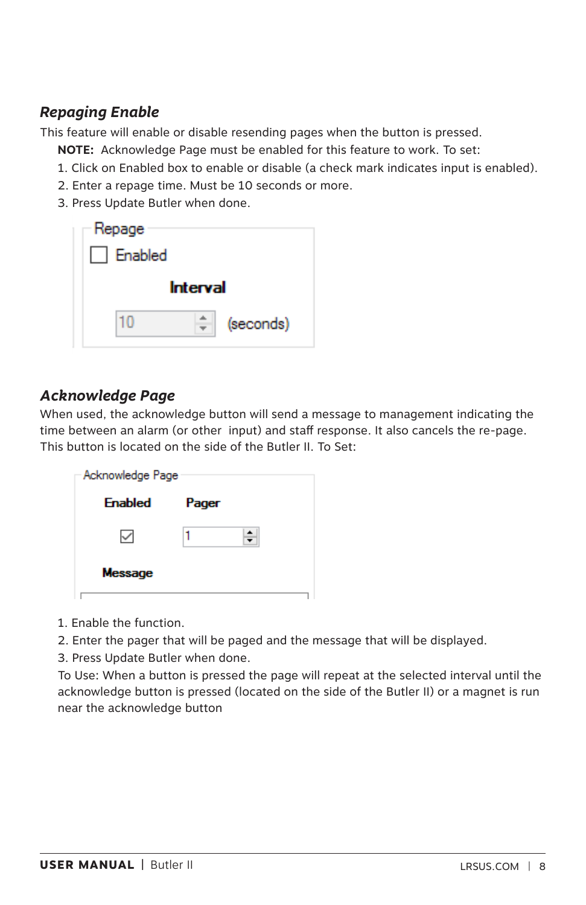### *Repaging Enable*

This feature will enable or disable resending pages when the button is pressed.

**NOTE:** Acknowledge Page must be enabled for this feature to work. To set:

1. Click on Enabled box to enable or disable (a check mark indicates input is enabled).
2. Enter a repage time. Must be 10 seconds or more.
3. Press Update Butler when done.

### *Acknowledge Page*

When used, the acknowledge button will send a message to management indicating the time between an alarm (or other input) and staff response. It also cancels the re-page. This button is located on the side of the Butler II. To Set:

1. Enable the function.
2. Enter the pager that will be paged and the message that will be displayed.
3. Press Update Butler when done.

To Use: When a button is pressed the page will repeat at the selected interval until the acknowledge button is pressed (located on the side of the Butler II) or a magnet is run near the acknowledge button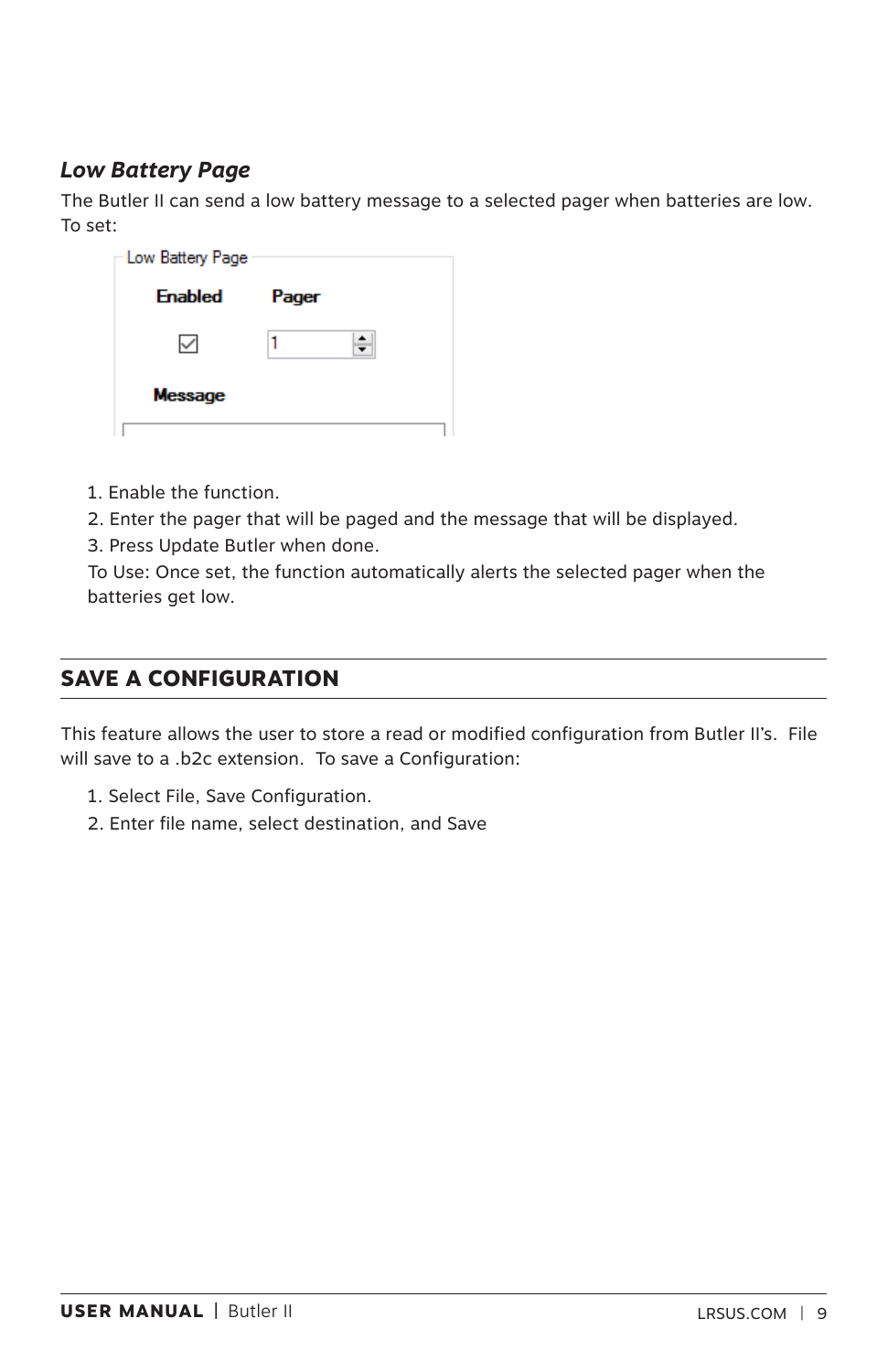### *Low Battery Page*

The Butler II can send a low battery message to a selected pager when batteries are low. To set:

1. Enable the function.
2. Enter the pager that will be paged and the message that will be displayed.
3. Press Update Butler when done.

To Use: Once set, the function automatically alerts the selected pager when the batteries get low.

## SAVE A CONFIGURATION

This feature allows the user to store a read or modified configuration from Butler II's. File will save to a .b2c extension. To save a Configuration:

1. Select File, Save Configuration.
2. Enter file name, select destination, and Save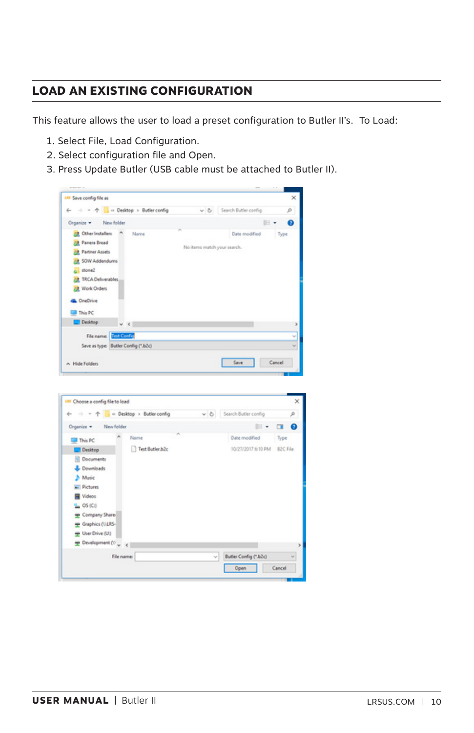## LOAD AN EXISTING CONFIGURATION

This feature allows the user to load a preset configuration to Butler II's. To Load:

1. Select File, Load Configuration.
2. Select configuration file and Open.
3. Press Update Butler (USB cable must be attached to Butler II).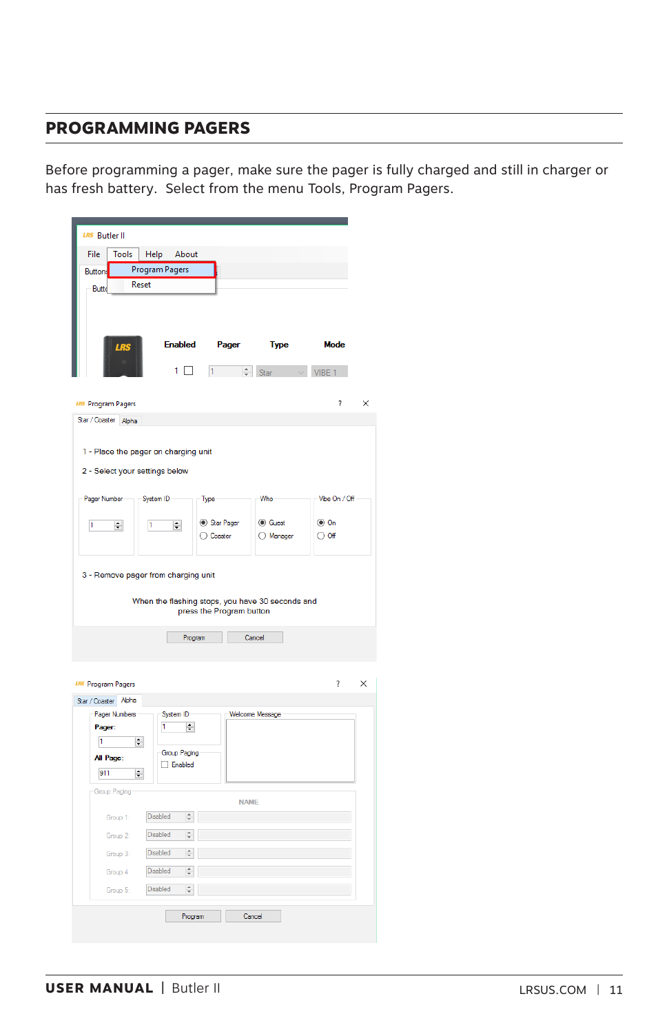## PROGRAMMING PAGERS

Before programming a pager, make sure the pager is fully charged and still in charger or has fresh battery. Select from the menu Tools, Program Pagers.

Butler II

File | Tools | Help | About

Program Pagers

Reset

Enabled | Pager | Type | Mode

1 | 1 | Star | VIBE 1

Program Pagers

Star / Coaster | Alpha

1 - Place the pager on charging unit

2 - Select your settings below

Pager Number: 1

System ID: 1

Type: Star Pager / Coaster

Who: Guest / Manager

Vibe On / Off: On / Off

3 - Remove pager from charging unit

When the flashing stops, you have 30 seconds and press the Program button

Program | Cancel

Program Pagers

Star / Coaster | Alpha

Pager Numbers

Pager: 1

All Page: 911

System ID: 1

Group Paging: Enabled

Welcome Message

Group Paging

| | | NAME |
|---|---|---|
| Group 1 | Disabled | |
| Group 2 | Disabled | |
| Group 3 | Disabled | |
| Group 4 | Disabled | |
| Group 5 | Disabled | |

Program | Cancel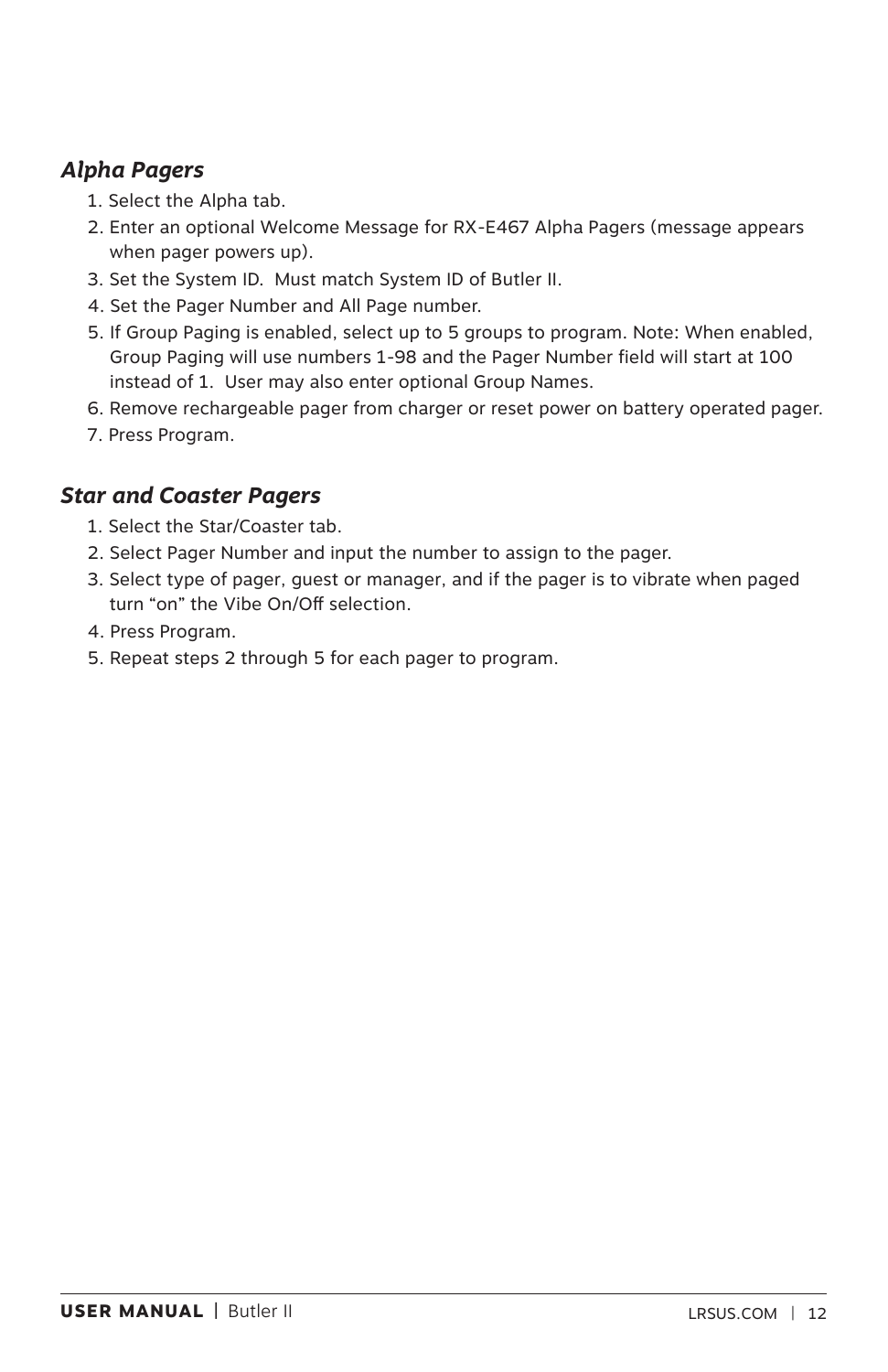### *Alpha Pagers*

1. Select the Alpha tab.
2. Enter an optional Welcome Message for RX-E467 Alpha Pagers (message appears when pager powers up).
3. Set the System ID.  Must match System ID of Butler II.
4. Set the Pager Number and All Page number.
5. If Group Paging is enabled, select up to 5 groups to program. Note: When enabled, Group Paging will use numbers 1-98 and the Pager Number field will start at 100 instead of 1.  User may also enter optional Group Names.
6. Remove rechargeable pager from charger or reset power on battery operated pager.
7. Press Program.

### *Star and Coaster Pagers*

1. Select the Star/Coaster tab.
2. Select Pager Number and input the number to assign to the pager.
3. Select type of pager, guest or manager, and if the pager is to vibrate when paged turn “on” the Vibe On/Off selection.
4. Press Program.
5. Repeat steps 2 through 5 for each pager to program.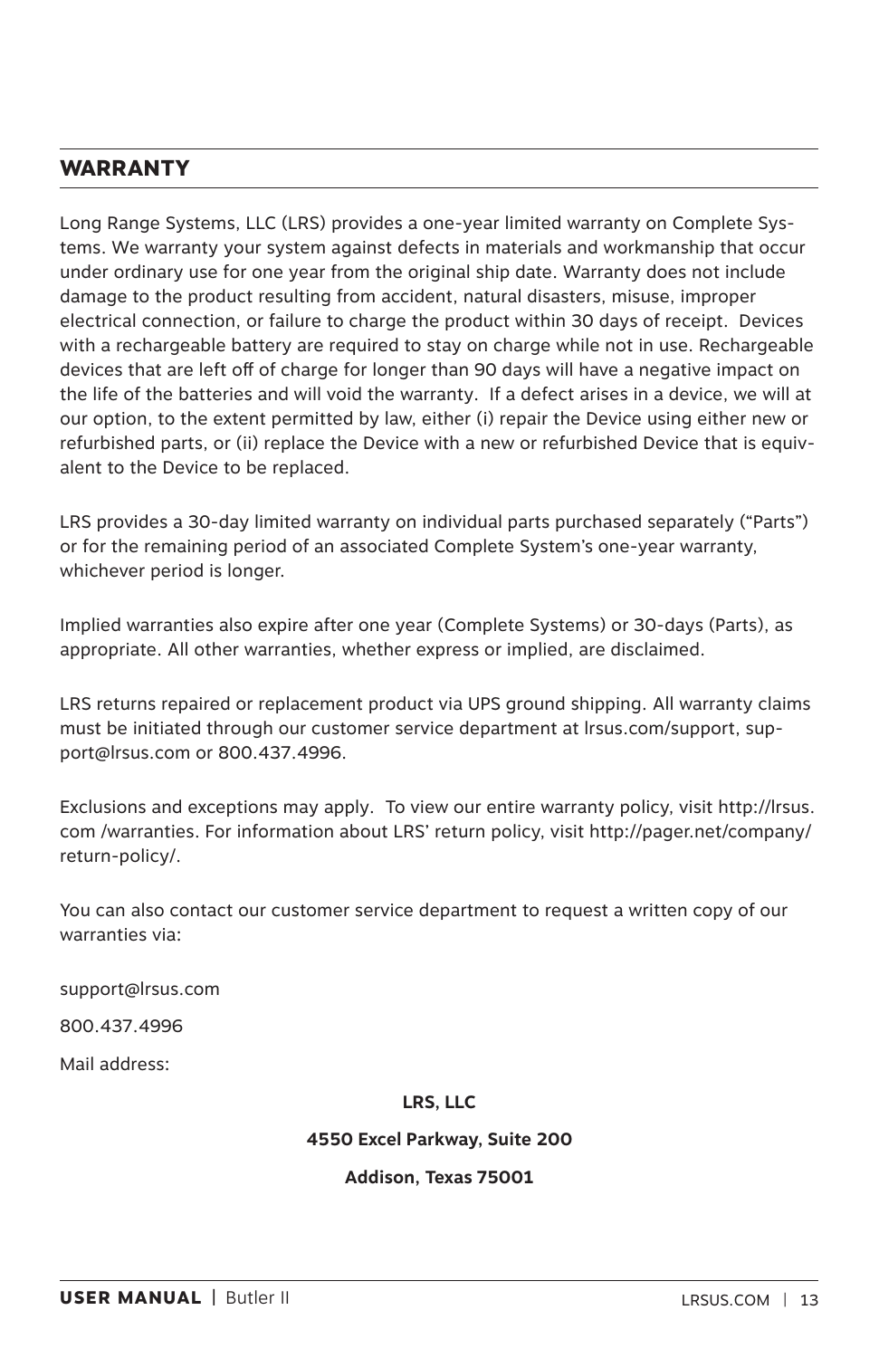## WARRANTY

Long Range Systems, LLC (LRS) provides a one-year limited warranty on Complete Systems. We warranty your system against defects in materials and workmanship that occur under ordinary use for one year from the original ship date. Warranty does not include damage to the product resulting from accident, natural disasters, misuse, improper electrical connection, or failure to charge the product within 30 days of receipt. Devices with a rechargeable battery are required to stay on charge while not in use. Rechargeable devices that are left off of charge for longer than 90 days will have a negative impact on the life of the batteries and will void the warranty. If a defect arises in a device, we will at our option, to the extent permitted by law, either (i) repair the Device using either new or refurbished parts, or (ii) replace the Device with a new or refurbished Device that is equivalent to the Device to be replaced.

LRS provides a 30-day limited warranty on individual parts purchased separately ("Parts") or for the remaining period of an associated Complete System's one-year warranty, whichever period is longer.

Implied warranties also expire after one year (Complete Systems) or 30-days (Parts), as appropriate. All other warranties, whether express or implied, are disclaimed.

LRS returns repaired or replacement product via UPS ground shipping. All warranty claims must be initiated through our customer service department at lrsus.com/support, support@lrsus.com or 800.437.4996.

Exclusions and exceptions may apply. To view our entire warranty policy, visit http://lrsus.com /warranties. For information about LRS' return policy, visit http://pager.net/company/return-policy/.

You can also contact our customer service department to request a written copy of our warranties via:

support@lrsus.com

800.437.4996

Mail address:

**LRS, LLC**

**4550 Excel Parkway, Suite 200**

**Addison, Texas 75001**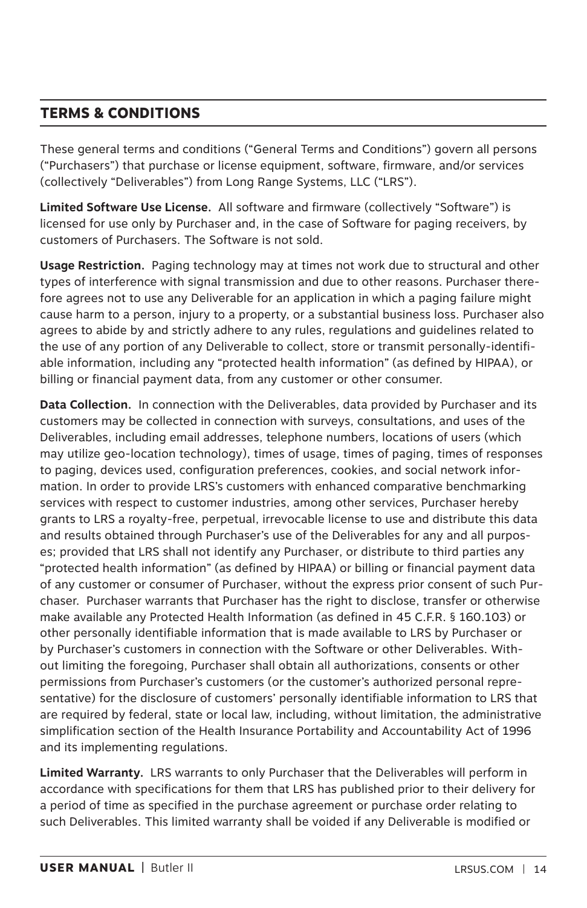## TERMS & CONDITIONS

These general terms and conditions ("General Terms and Conditions") govern all persons ("Purchasers") that purchase or license equipment, software, firmware, and/or services (collectively "Deliverables") from Long Range Systems, LLC ("LRS").

**Limited Software Use License.** All software and firmware (collectively "Software") is licensed for use only by Purchaser and, in the case of Software for paging receivers, by customers of Purchasers. The Software is not sold.

**Usage Restriction.** Paging technology may at times not work due to structural and other types of interference with signal transmission and due to other reasons. Purchaser therefore agrees not to use any Deliverable for an application in which a paging failure might cause harm to a person, injury to a property, or a substantial business loss. Purchaser also agrees to abide by and strictly adhere to any rules, regulations and guidelines related to the use of any portion of any Deliverable to collect, store or transmit personally-identifiable information, including any "protected health information" (as defined by HIPAA), or billing or financial payment data, from any customer or other consumer.

**Data Collection.** In connection with the Deliverables, data provided by Purchaser and its customers may be collected in connection with surveys, consultations, and uses of the Deliverables, including email addresses, telephone numbers, locations of users (which may utilize geo-location technology), times of usage, times of paging, times of responses to paging, devices used, configuration preferences, cookies, and social network information. In order to provide LRS's customers with enhanced comparative benchmarking services with respect to customer industries, among other services, Purchaser hereby grants to LRS a royalty-free, perpetual, irrevocable license to use and distribute this data and results obtained through Purchaser's use of the Deliverables for any and all purposes; provided that LRS shall not identify any Purchaser, or distribute to third parties any "protected health information" (as defined by HIPAA) or billing or financial payment data of any customer or consumer of Purchaser, without the express prior consent of such Purchaser. Purchaser warrants that Purchaser has the right to disclose, transfer or otherwise make available any Protected Health Information (as defined in 45 C.F.R. § 160.103) or other personally identifiable information that is made available to LRS by Purchaser or by Purchaser's customers in connection with the Software or other Deliverables. Without limiting the foregoing, Purchaser shall obtain all authorizations, consents or other permissions from Purchaser's customers (or the customer's authorized personal representative) for the disclosure of customers' personally identifiable information to LRS that are required by federal, state or local law, including, without limitation, the administrative simplification section of the Health Insurance Portability and Accountability Act of 1996 and its implementing regulations.

**Limited Warranty.** LRS warrants to only Purchaser that the Deliverables will perform in accordance with specifications for them that LRS has published prior to their delivery for a period of time as specified in the purchase agreement or purchase order relating to such Deliverables. This limited warranty shall be voided if any Deliverable is modified or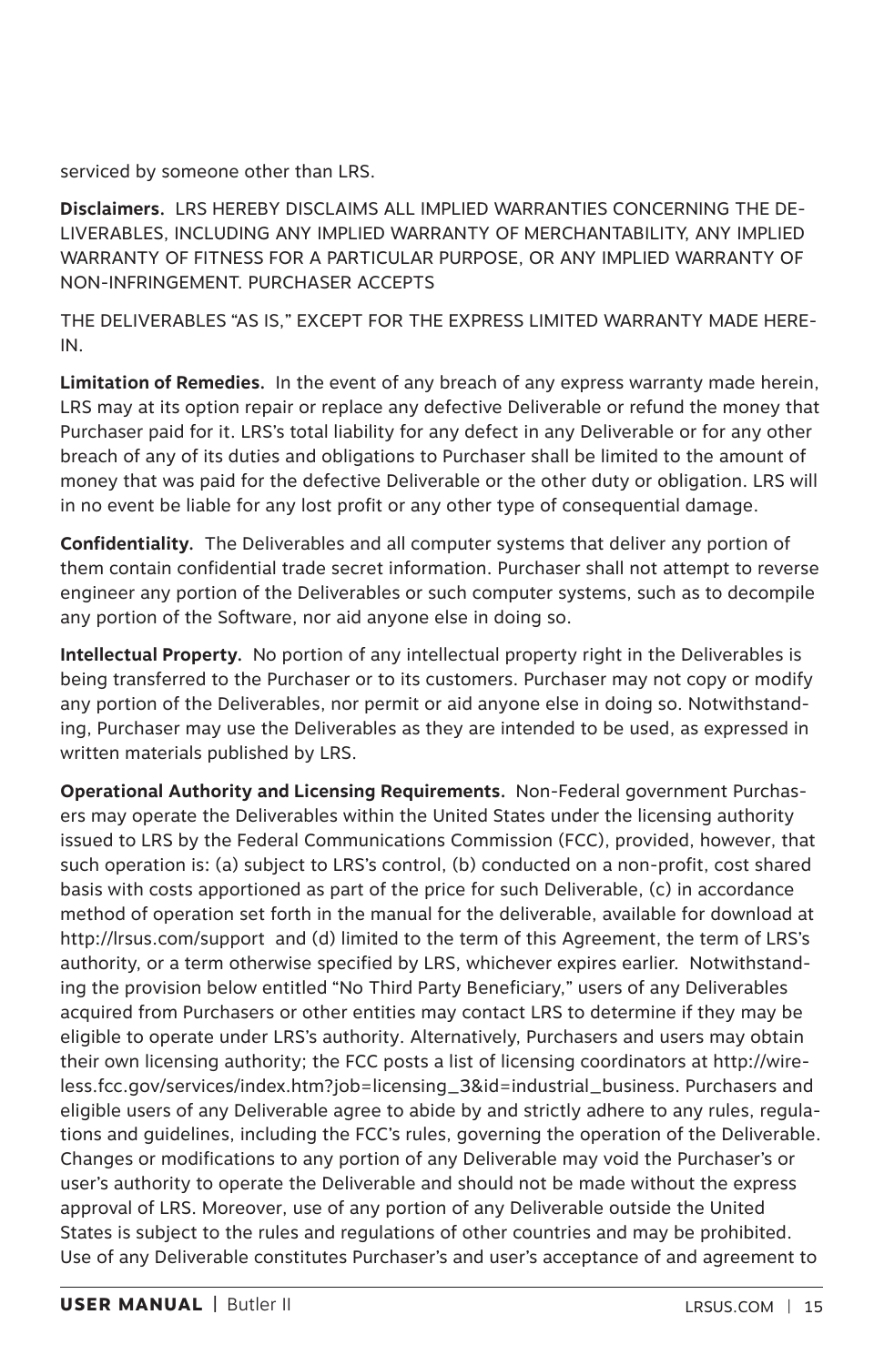serviced by someone other than LRS.

**Disclaimers.** LRS HEREBY DISCLAIMS ALL IMPLIED WARRANTIES CONCERNING THE DELIVERABLES, INCLUDING ANY IMPLIED WARRANTY OF MERCHANTABILITY, ANY IMPLIED WARRANTY OF FITNESS FOR A PARTICULAR PURPOSE, OR ANY IMPLIED WARRANTY OF NON-INFRINGEMENT. PURCHASER ACCEPTS

THE DELIVERABLES "AS IS," EXCEPT FOR THE EXPRESS LIMITED WARRANTY MADE HEREIN.

**Limitation of Remedies.** In the event of any breach of any express warranty made herein, LRS may at its option repair or replace any defective Deliverable or refund the money that Purchaser paid for it. LRS's total liability for any defect in any Deliverable or for any other breach of any of its duties and obligations to Purchaser shall be limited to the amount of money that was paid for the defective Deliverable or the other duty or obligation. LRS will in no event be liable for any lost profit or any other type of consequential damage.

**Confidentiality.** The Deliverables and all computer systems that deliver any portion of them contain confidential trade secret information. Purchaser shall not attempt to reverse engineer any portion of the Deliverables or such computer systems, such as to decompile any portion of the Software, nor aid anyone else in doing so.

**Intellectual Property.** No portion of any intellectual property right in the Deliverables is being transferred to the Purchaser or to its customers. Purchaser may not copy or modify any portion of the Deliverables, nor permit or aid anyone else in doing so. Notwithstanding, Purchaser may use the Deliverables as they are intended to be used, as expressed in written materials published by LRS.

**Operational Authority and Licensing Requirements.** Non-Federal government Purchasers may operate the Deliverables within the United States under the licensing authority issued to LRS by the Federal Communications Commission (FCC), provided, however, that such operation is: (a) subject to LRS's control, (b) conducted on a non-profit, cost shared basis with costs apportioned as part of the price for such Deliverable, (c) in accordance method of operation set forth in the manual for the deliverable, available for download at http://lrsus.com/support and (d) limited to the term of this Agreement, the term of LRS's authority, or a term otherwise specified by LRS, whichever expires earlier. Notwithstanding the provision below entitled "No Third Party Beneficiary," users of any Deliverables acquired from Purchasers or other entities may contact LRS to determine if they may be eligible to operate under LRS's authority. Alternatively, Purchasers and users may obtain their own licensing authority; the FCC posts a list of licensing coordinators at http://wireless.fcc.gov/services/index.htm?job=licensing_3&id=industrial_business. Purchasers and eligible users of any Deliverable agree to abide by and strictly adhere to any rules, regulations and guidelines, including the FCC's rules, governing the operation of the Deliverable. Changes or modifications to any portion of any Deliverable may void the Purchaser's or user's authority to operate the Deliverable and should not be made without the express approval of LRS. Moreover, use of any portion of any Deliverable outside the United States is subject to the rules and regulations of other countries and may be prohibited. Use of any Deliverable constitutes Purchaser's and user's acceptance of and agreement to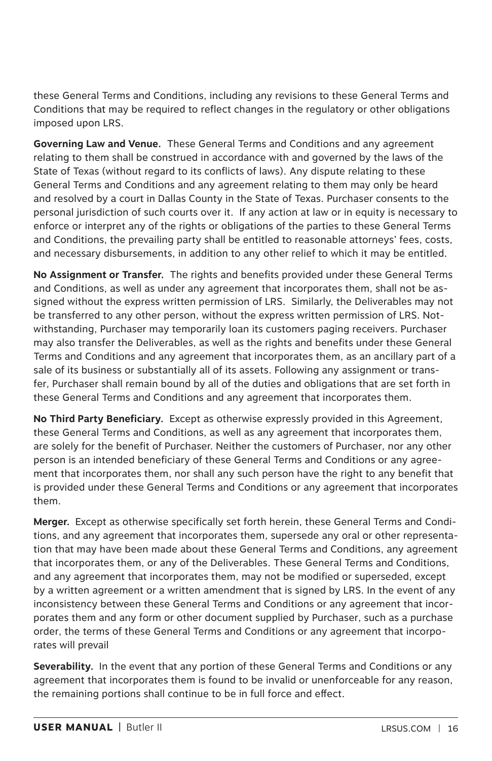these General Terms and Conditions, including any revisions to these General Terms and Conditions that may be required to reflect changes in the regulatory or other obligations imposed upon LRS.

**Governing Law and Venue.** These General Terms and Conditions and any agreement relating to them shall be construed in accordance with and governed by the laws of the State of Texas (without regard to its conflicts of laws). Any dispute relating to these General Terms and Conditions and any agreement relating to them may only be heard and resolved by a court in Dallas County in the State of Texas. Purchaser consents to the personal jurisdiction of such courts over it. If any action at law or in equity is necessary to enforce or interpret any of the rights or obligations of the parties to these General Terms and Conditions, the prevailing party shall be entitled to reasonable attorneys' fees, costs, and necessary disbursements, in addition to any other relief to which it may be entitled.

**No Assignment or Transfer.** The rights and benefits provided under these General Terms and Conditions, as well as under any agreement that incorporates them, shall not be assigned without the express written permission of LRS. Similarly, the Deliverables may not be transferred to any other person, without the express written permission of LRS. Notwithstanding, Purchaser may temporarily loan its customers paging receivers. Purchaser may also transfer the Deliverables, as well as the rights and benefits under these General Terms and Conditions and any agreement that incorporates them, as an ancillary part of a sale of its business or substantially all of its assets. Following any assignment or transfer, Purchaser shall remain bound by all of the duties and obligations that are set forth in these General Terms and Conditions and any agreement that incorporates them.

**No Third Party Beneficiary.** Except as otherwise expressly provided in this Agreement, these General Terms and Conditions, as well as any agreement that incorporates them, are solely for the benefit of Purchaser. Neither the customers of Purchaser, nor any other person is an intended beneficiary of these General Terms and Conditions or any agreement that incorporates them, nor shall any such person have the right to any benefit that is provided under these General Terms and Conditions or any agreement that incorporates them.

**Merger.** Except as otherwise specifically set forth herein, these General Terms and Conditions, and any agreement that incorporates them, supersede any oral or other representation that may have been made about these General Terms and Conditions, any agreement that incorporates them, or any of the Deliverables. These General Terms and Conditions, and any agreement that incorporates them, may not be modified or superseded, except by a written agreement or a written amendment that is signed by LRS. In the event of any inconsistency between these General Terms and Conditions or any agreement that incorporates them and any form or other document supplied by Purchaser, such as a purchase order, the terms of these General Terms and Conditions or any agreement that incorporates will prevail

**Severability.** In the event that any portion of these General Terms and Conditions or any agreement that incorporates them is found to be invalid or unenforceable for any reason, the remaining portions shall continue to be in full force and effect.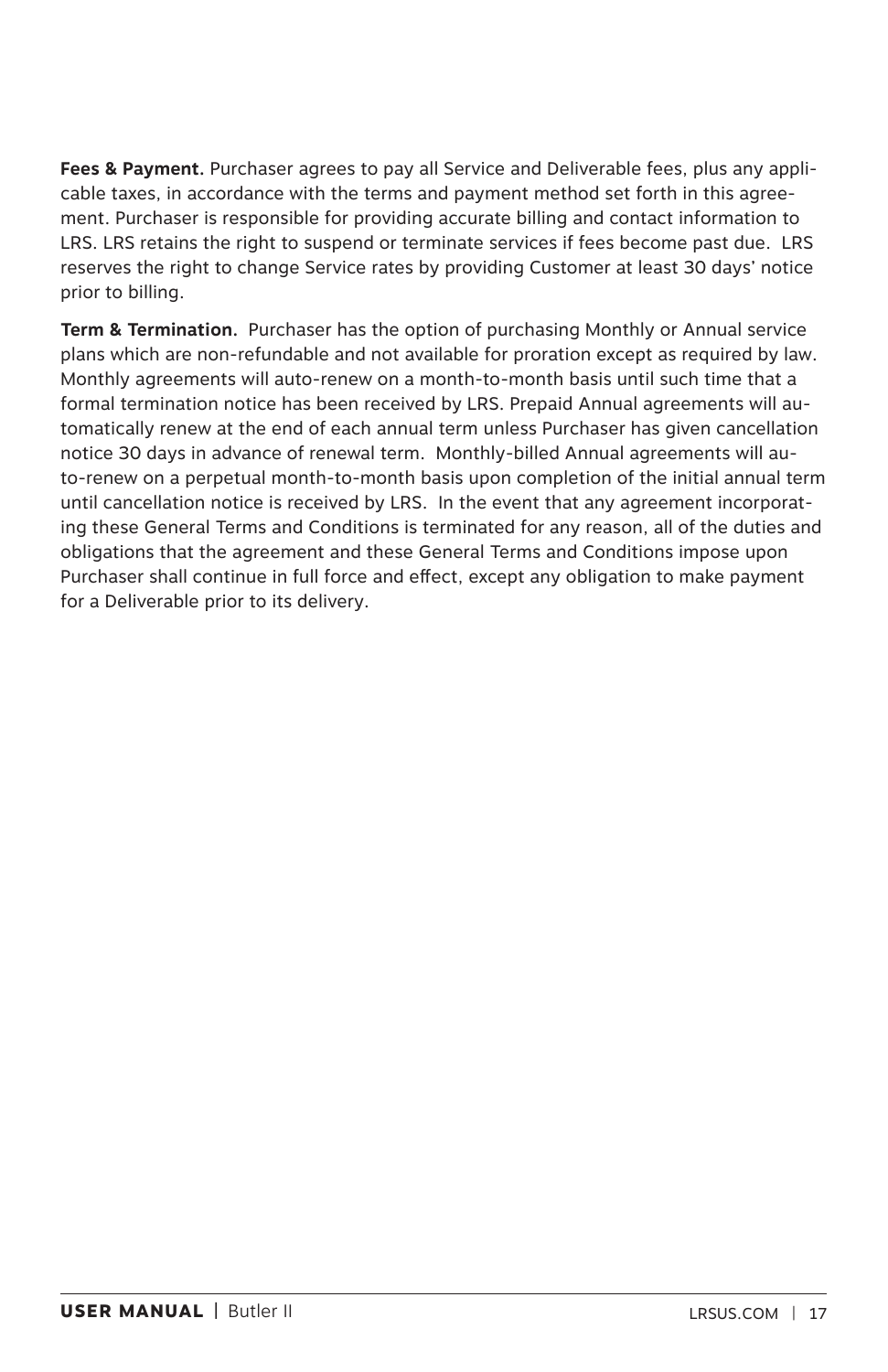**Fees & Payment.** Purchaser agrees to pay all Service and Deliverable fees, plus any applicable taxes, in accordance with the terms and payment method set forth in this agreement. Purchaser is responsible for providing accurate billing and contact information to LRS. LRS retains the right to suspend or terminate services if fees become past due. LRS reserves the right to change Service rates by providing Customer at least 30 days' notice prior to billing.

**Term & Termination.** Purchaser has the option of purchasing Monthly or Annual service plans which are non-refundable and not available for proration except as required by law. Monthly agreements will auto-renew on a month-to-month basis until such time that a formal termination notice has been received by LRS. Prepaid Annual agreements will automatically renew at the end of each annual term unless Purchaser has given cancellation notice 30 days in advance of renewal term. Monthly-billed Annual agreements will auto-renew on a perpetual month-to-month basis upon completion of the initial annual term until cancellation notice is received by LRS. In the event that any agreement incorporating these General Terms and Conditions is terminated for any reason, all of the duties and obligations that the agreement and these General Terms and Conditions impose upon Purchaser shall continue in full force and effect, except any obligation to make payment for a Deliverable prior to its delivery.